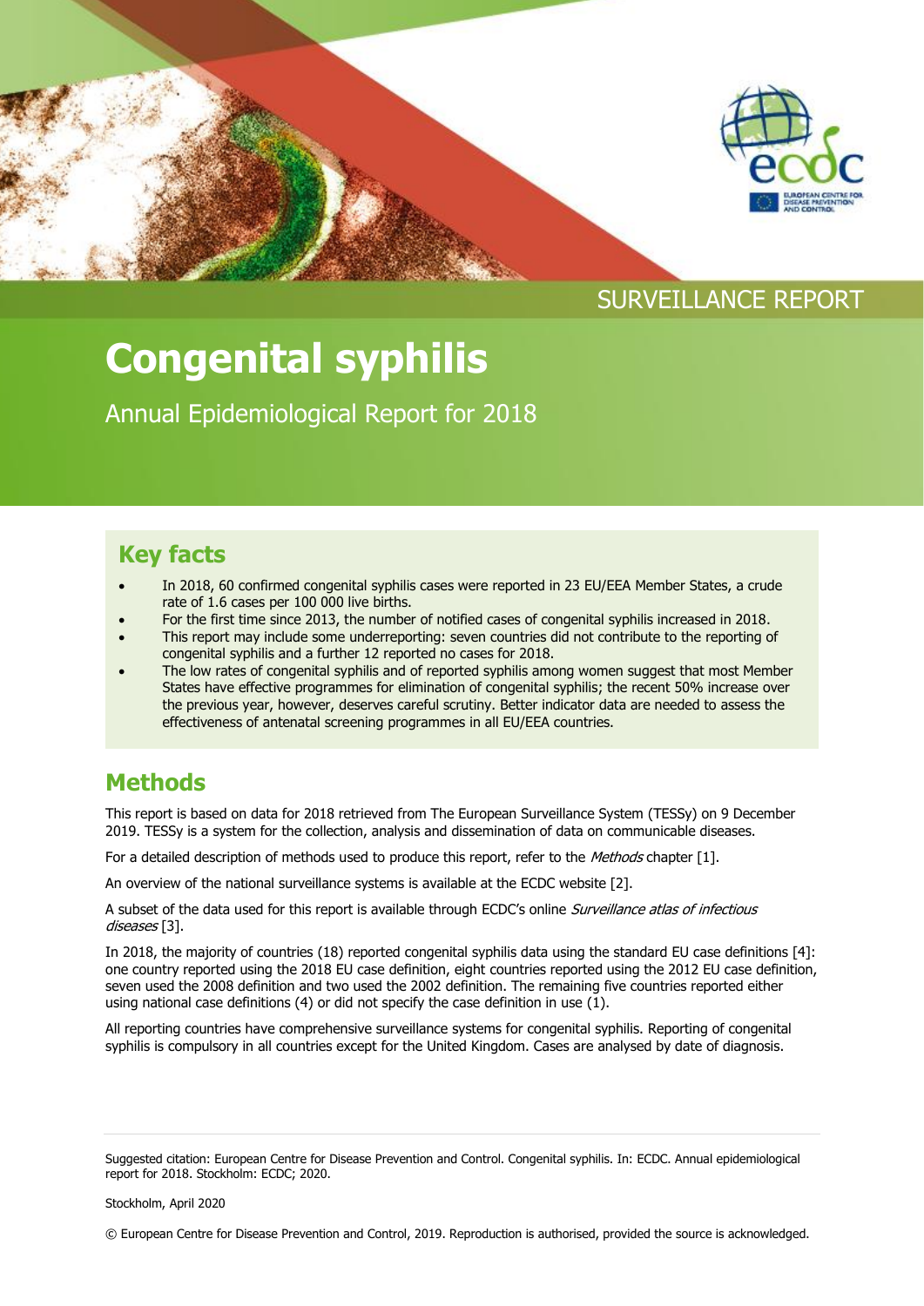SURVEILLANCE REPORT

# Congenital syphilis

Annual Epidemiological Report for 2018

## Key facts

- In 2018, 60 confirmed congenital syphilis cases were reported in 23 EU/EEA Member States, a crude rate of 1.6 cases per 100 000 live births.
- For the first time since 2013, the number of notified cases of congenital syphilis increased in 2018.
- This report may include some underreporting: seven countries did not contribute to the reporting of congenital syphilis and a further 12 reported no cases for 2018.
- The low rates of congenital syphilis and of reported syphilis among women suggest that most Member States have effective programmes for elimination of congenital syphilis; the recent 50% increase over the previous year, however, deserves careful scrutiny. Better indicator data are needed to assess the effectiveness of antenatal screening programmes in all EU/EEA countries.

## Methods

This report is based on data for 2018 retrieved from The European Surveillance System (TESSy) on 9 December 2019. TESSy is a system for the collection, analysis and dissemination of data on communicable diseases.

For a detailed description of methods used to produce this report, refer to the *Methods* chapter [1].

An overview of the national surveillance systems is available at the ECDC website [2].

A subset of the data used for this report is available through ECDC's online *Surveillance atlas of infectious diseases* [3].

In 2018, the majority of countries (18) reported congenital syphilis data using the standard EU case definitions [4]: one country reported using the 2018 EU case definition, eight countries reported using the 2012 EU case definition, seven used the 2008 definition and two used the 2002 definition. The remaining five countries reported either using national case definitions (4) or did not specify the case definition in use (1).

All reporting countries have comprehensive surveillance systems for congenital syphilis. Reporting of congenital syphilis is compulsory in all countries except for the United Kingdom. Cases are analysed by date of diagnosis.

Suggested citation: European Centre for Disease Prevention and Control. Congenital syphilis. In: ECDC. Annual epidemiological report for 2018. Stockholm: ECDC; 2020.

Stockholm, April 2020

© European Centre for Disease Prevention and Control, 2019. Reproduction is authorised, provided the source is acknowledged.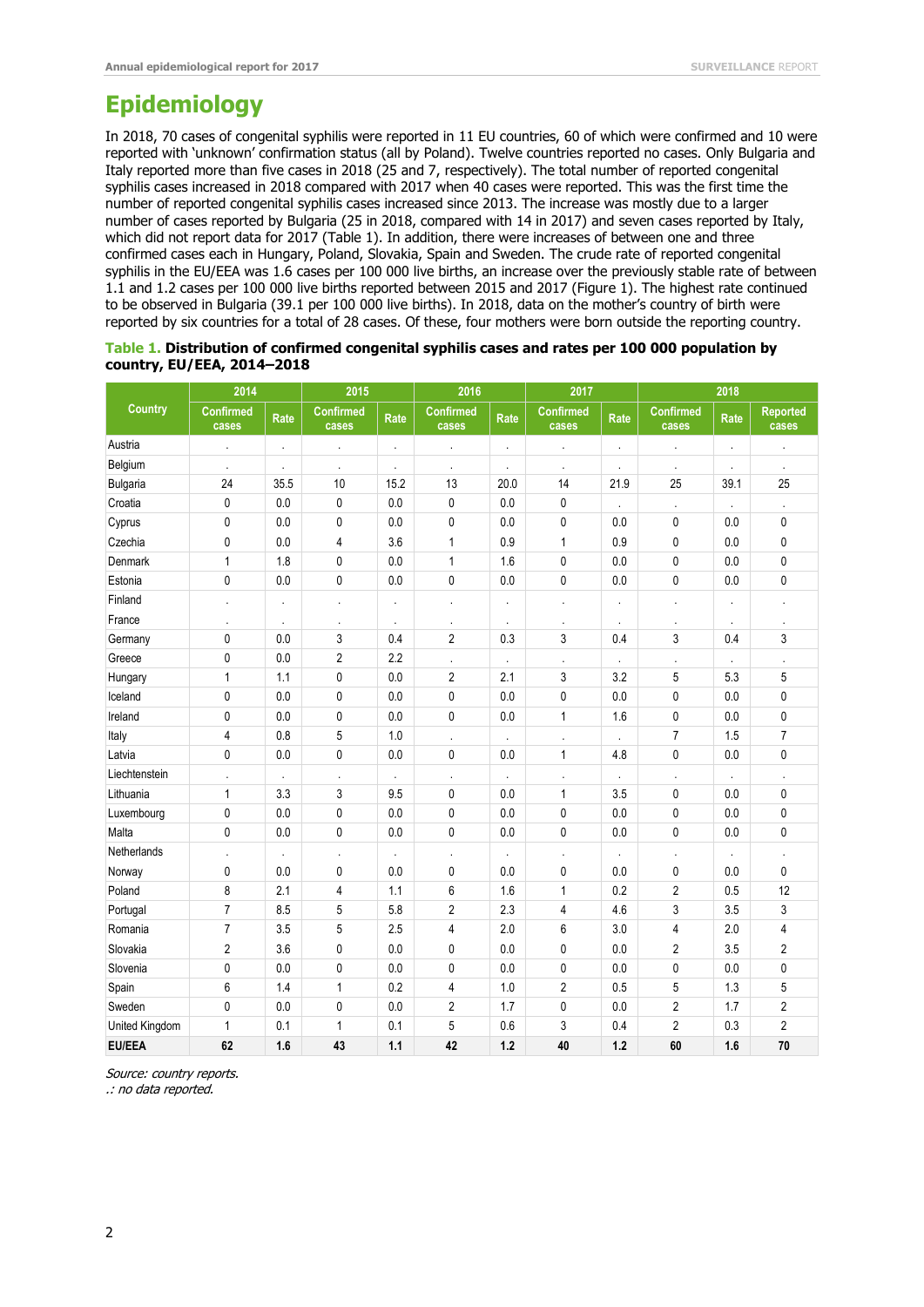# Epidemiology

In 2018, 70 cases of congenital syphilis were reported in 11 EU countries, 60 of which were confirmed and 10 were reported with 'unknown' confirmation status (all by Poland). Twelve countries reported no cases. Only Bulgaria and Italy reported more than five cases in 2018 (25 and 7, respectively). The total number of reported congenital syphilis cases increased in 2018 compared with 2017 when 40 cases were reported. This was the first time the number of reported congenital syphilis cases increased since 2013. The increase was mostly due to a larger number of cases reported by Bulgaria (25 in 2018, compared with 14 in 2017) and seven cases reported by Italy, which did not report data for 2017 (Table 1). In addition, there were increases of between one and three confirmed cases each in Hungary, Poland, Slovakia, Spain and Sweden. The crude rate of reported congenital syphilis in the EU/EEA was 1.6 cases per 100 000 live births, an increase over the previously stable rate of between 1.1 and 1.2 cases per 100 000 live births reported between 2015 and 2017 (Figure 1). The highest rate continued to be observed in Bulgaria (39.1 per 100 000 live births). In 2018, data on the mother's country of birth were reported by six countries for a total of 28 cases. Of these, four mothers were born outside the reporting country.

**Table 1. Distribution of confirmed congenital syphilis cases and rates per 100 000 population by country, EU/EEA, 2014–2018**

| Country | 2014 | | 2015 | | 2016 | | 2017 | | 2018 | | |
|---|---|---|---|---|---|---|---|---|---|---|---|
| | Confirmed cases | Rate | Confirmed cases | Rate | Confirmed cases | Rate | Confirmed cases | Rate | Confirmed cases | Rate | Reported cases |
| Austria | . | . | . | . | . | . | . | . | . | . | . |
| Belgium | . | . | . | . | . | . | . | . | . | . | . |
| Bulgaria | 24 | 35.5 | 10 | 15.2 | 13 | 20.0 | 14 | 21.9 | 25 | 39.1 | 25 |
| Croatia | 0 | 0.0 | 0 | 0.0 | 0 | 0.0 | 0 | . | . | . | . |
| Cyprus | 0 | 0.0 | 0 | 0.0 | 0 | 0.0 | 0 | 0.0 | 0 | 0.0 | 0 |
| Czechia | 0 | 0.0 | 4 | 3.6 | 1 | 0.9 | 1 | 0.9 | 0 | 0.0 | 0 |
| Denmark | 1 | 1.8 | 0 | 0.0 | 1 | 1.6 | 0 | 0.0 | 0 | 0.0 | 0 |
| Estonia | 0 | 0.0 | 0 | 0.0 | 0 | 0.0 | 0 | 0.0 | 0 | 0.0 | 0 |
| Finland | . | . | . | . | . | . | . | . | . | . | . |
| France | . | . | . | . | . | . | . | . | . | . | . |
| Germany | 0 | 0.0 | 3 | 0.4 | 2 | 0.3 | 3 | 0.4 | 3 | 0.4 | 3 |
| Greece | 0 | 0.0 | 2 | 2.2 | . | . | . | . | . | . | . |
| Hungary | 1 | 1.1 | 0 | 0.0 | 2 | 2.1 | 3 | 3.2 | 5 | 5.3 | 5 |
| Iceland | 0 | 0.0 | 0 | 0.0 | 0 | 0.0 | 0 | 0.0 | 0 | 0.0 | 0 |
| Ireland | 0 | 0.0 | 0 | 0.0 | 0 | 0.0 | 1 | 1.6 | 0 | 0.0 | 0 |
| Italy | 4 | 0.8 | 5 | 1.0 | . | . | . | . | 7 | 1.5 | 7 |
| Latvia | 0 | 0.0 | 0 | 0.0 | 0 | 0.0 | 1 | 4.8 | 0 | 0.0 | 0 |
| Liechtenstein | . | . | . | . | . | . | . | . | . | . | . |
| Lithuania | 1 | 3.3 | 3 | 9.5 | 0 | 0.0 | 1 | 3.5 | 0 | 0.0 | 0 |
| Luxembourg | 0 | 0.0 | 0 | 0.0 | 0 | 0.0 | 0 | 0.0 | 0 | 0.0 | 0 |
| Malta | 0 | 0.0 | 0 | 0.0 | 0 | 0.0 | 0 | 0.0 | 0 | 0.0 | 0 |
| Netherlands | . | . | . | . | . | . | . | . | . | . | . |
| Norway | 0 | 0.0 | 0 | 0.0 | 0 | 0.0 | 0 | 0.0 | 0 | 0.0 | 0 |
| Poland | 8 | 2.1 | 4 | 1.1 | 6 | 1.6 | 1 | 0.2 | 2 | 0.5 | 12 |
| Portugal | 7 | 8.5 | 5 | 5.8 | 2 | 2.3 | 4 | 4.6 | 3 | 3.5 | 3 |
| Romania | 7 | 3.5 | 5 | 2.5 | 4 | 2.0 | 6 | 3.0 | 4 | 2.0 | 4 |
| Slovakia | 2 | 3.6 | 0 | 0.0 | 0 | 0.0 | 0 | 0.0 | 2 | 3.5 | 2 |
| Slovenia | 0 | 0.0 | 0 | 0.0 | 0 | 0.0 | 0 | 0.0 | 0 | 0.0 | 0 |
| Spain | 6 | 1.4 | 1 | 0.2 | 4 | 1.0 | 2 | 0.5 | 5 | 1.3 | 5 |
| Sweden | 0 | 0.0 | 0 | 0.0 | 2 | 1.7 | 0 | 0.0 | 2 | 1.7 | 2 |
| United Kingdom | 1 | 0.1 | 1 | 0.1 | 5 | 0.6 | 3 | 0.4 | 2 | 0.3 | 2 |
| **EU/EEA** | **62** | **1.6** | **43** | **1.1** | **42** | **1.2** | **40** | **1.2** | **60** | **1.6** | **70** |

*Source: country reports.*
*.: no data reported.*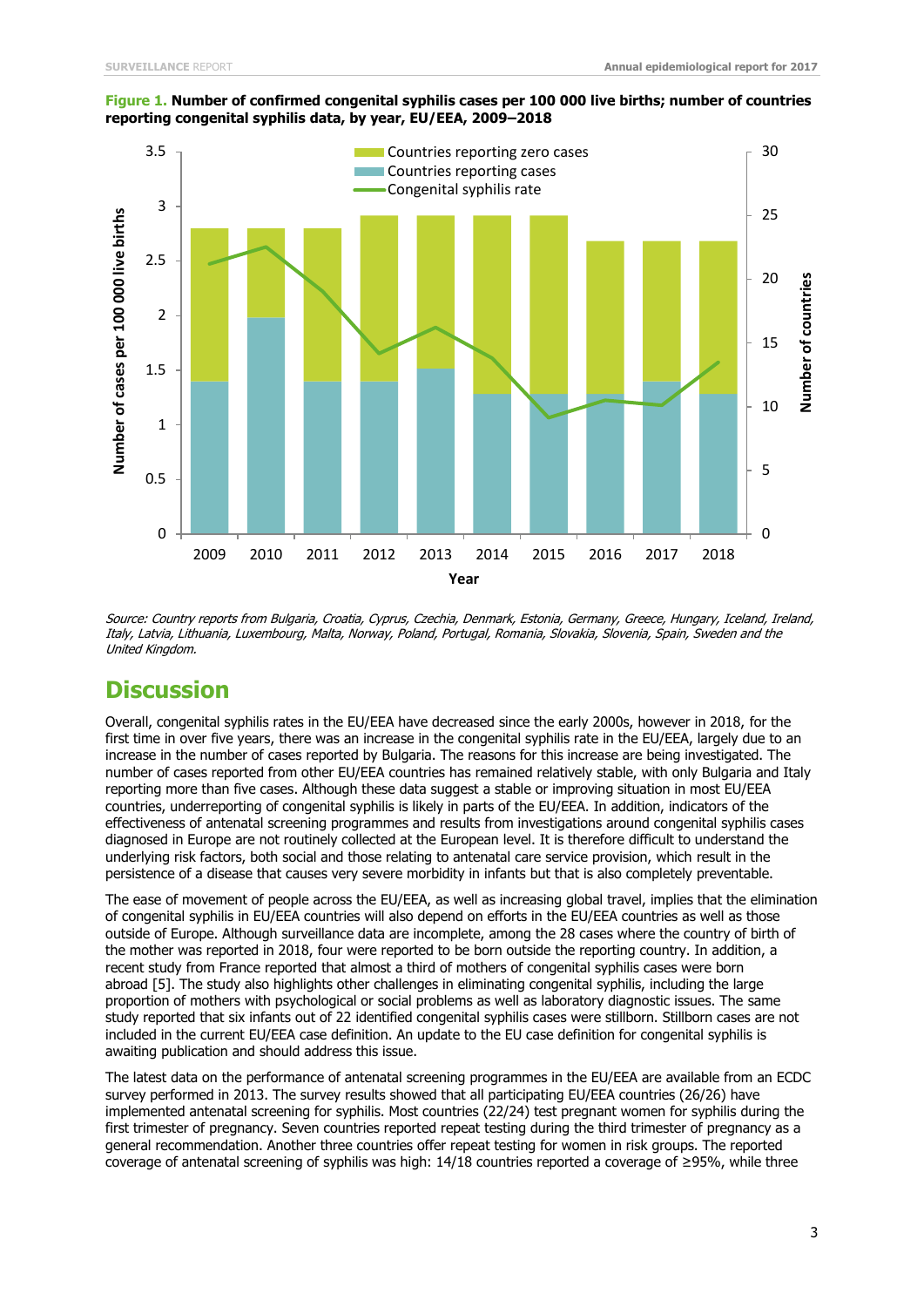**Figure 1. Number of confirmed congenital syphilis cases per 100 000 live births; number of countries reporting congenital syphilis data, by year, EU/EEA, 2009–2018**

*Source: Country reports from Bulgaria, Croatia, Cyprus, Czechia, Denmark, Estonia, Germany, Greece, Hungary, Iceland, Ireland, Italy, Latvia, Lithuania, Luxembourg, Malta, Norway, Poland, Portugal, Romania, Slovakia, Slovenia, Spain, Sweden and the United Kingdom.*

## Discussion

Overall, congenital syphilis rates in the EU/EEA have decreased since the early 2000s, however in 2018, for the first time in over five years, there was an increase in the congenital syphilis rate in the EU/EEA, largely due to an increase in the number of cases reported by Bulgaria. The reasons for this increase are being investigated. The number of cases reported from other EU/EEA countries has remained relatively stable, with only Bulgaria and Italy reporting more than five cases. Although these data suggest a stable or improving situation in most EU/EEA countries, underreporting of congenital syphilis is likely in parts of the EU/EEA. In addition, indicators of the effectiveness of antenatal screening programmes and results from investigations around congenital syphilis cases diagnosed in Europe are not routinely collected at the European level. It is therefore difficult to understand the underlying risk factors, both social and those relating to antenatal care service provision, which result in the persistence of a disease that causes very severe morbidity in infants but that is also completely preventable.

The ease of movement of people across the EU/EEA, as well as increasing global travel, implies that the elimination of congenital syphilis in EU/EEA countries will also depend on efforts in the EU/EEA countries as well as those outside of Europe. Although surveillance data are incomplete, among the 28 cases where the country of birth of the mother was reported in 2018, four were reported to be born outside the reporting country. In addition, a recent study from France reported that almost a third of mothers of congenital syphilis cases were born abroad [5]. The study also highlights other challenges in eliminating congenital syphilis, including the large proportion of mothers with psychological or social problems as well as laboratory diagnostic issues. The same study reported that six infants out of 22 identified congenital syphilis cases were stillborn. Stillborn cases are not included in the current EU/EEA case definition. An update to the EU case definition for congenital syphilis is awaiting publication and should address this issue.

The latest data on the performance of antenatal screening programmes in the EU/EEA are available from an ECDC survey performed in 2013. The survey results showed that all participating EU/EEA countries (26/26) have implemented antenatal screening for syphilis. Most countries (22/24) test pregnant women for syphilis during the first trimester of pregnancy. Seven countries reported repeat testing during the third trimester of pregnancy as a general recommendation. Another three countries offer repeat testing for women in risk groups. The reported coverage of antenatal screening of syphilis was high: 14/18 countries reported a coverage of ≥95%, while three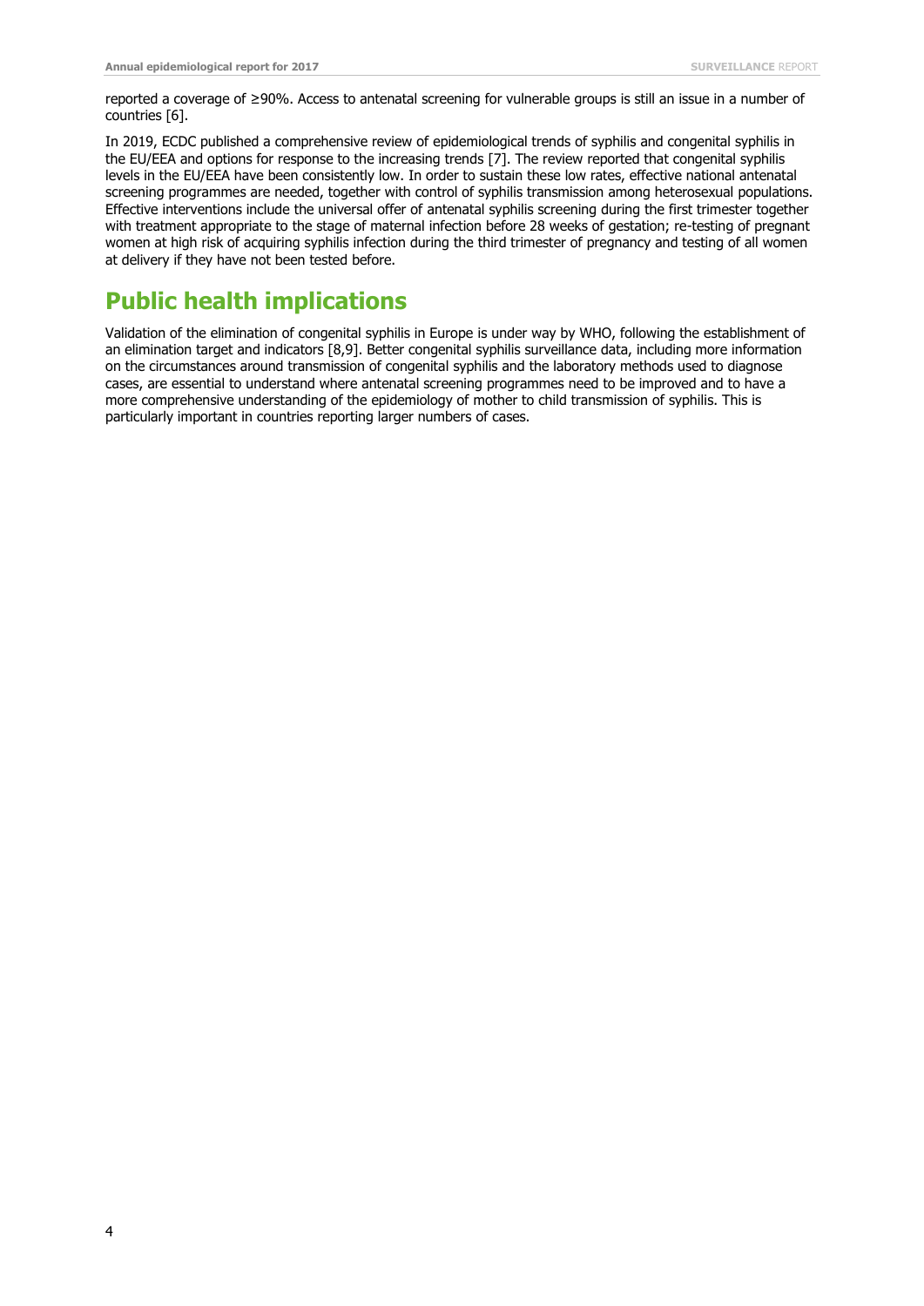reported a coverage of ≥90%. Access to antenatal screening for vulnerable groups is still an issue in a number of countries [6].

In 2019, ECDC published a comprehensive review of epidemiological trends of syphilis and congenital syphilis in the EU/EEA and options for response to the increasing trends [7]. The review reported that congenital syphilis levels in the EU/EEA have been consistently low. In order to sustain these low rates, effective national antenatal screening programmes are needed, together with control of syphilis transmission among heterosexual populations. Effective interventions include the universal offer of antenatal syphilis screening during the first trimester together with treatment appropriate to the stage of maternal infection before 28 weeks of gestation; re-testing of pregnant women at high risk of acquiring syphilis infection during the third trimester of pregnancy and testing of all women at delivery if they have not been tested before.

# Public health implications

Validation of the elimination of congenital syphilis in Europe is under way by WHO, following the establishment of an elimination target and indicators [8,9]. Better congenital syphilis surveillance data, including more information on the circumstances around transmission of congenital syphilis and the laboratory methods used to diagnose cases, are essential to understand where antenatal screening programmes need to be improved and to have a more comprehensive understanding of the epidemiology of mother to child transmission of syphilis. This is particularly important in countries reporting larger numbers of cases.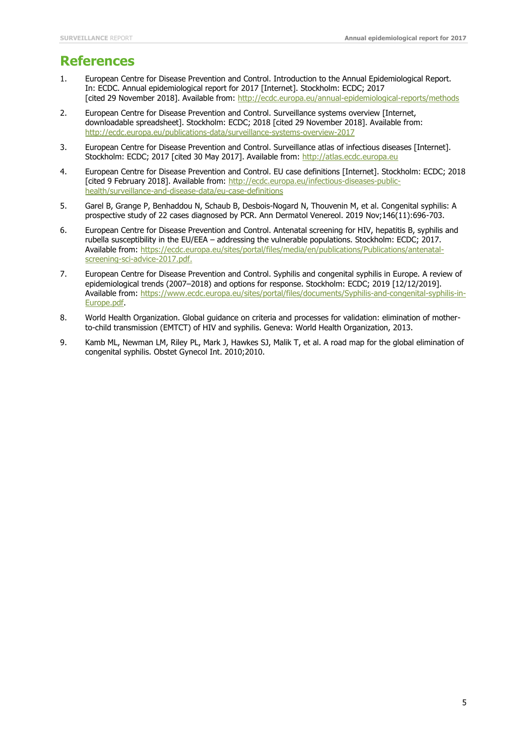# References

1. European Centre for Disease Prevention and Control. Introduction to the Annual Epidemiological Report. In: ECDC. Annual epidemiological report for 2017 [Internet]. Stockholm: ECDC; 2017 [cited 29 November 2018]. Available from: http://ecdc.europa.eu/annual-epidemiological-reports/methods
2. European Centre for Disease Prevention and Control. Surveillance systems overview [Internet, downloadable spreadsheet]. Stockholm: ECDC; 2018 [cited 29 November 2018]. Available from: http://ecdc.europa.eu/publications-data/surveillance-systems-overview-2017
3. European Centre for Disease Prevention and Control. Surveillance atlas of infectious diseases [Internet]. Stockholm: ECDC; 2017 [cited 30 May 2017]. Available from: http://atlas.ecdc.europa.eu
4. European Centre for Disease Prevention and Control. EU case definitions [Internet]. Stockholm: ECDC; 2018 [cited 9 February 2018]. Available from: http://ecdc.europa.eu/infectious-diseases-public-health/surveillance-and-disease-data/eu-case-definitions
5. Garel B, Grange P, Benhaddou N, Schaub B, Desbois-Nogard N, Thouvenin M, et al. Congenital syphilis: A prospective study of 22 cases diagnosed by PCR. Ann Dermatol Venereol. 2019 Nov;146(11):696-703.
6. European Centre for Disease Prevention and Control. Antenatal screening for HIV, hepatitis B, syphilis and rubella susceptibility in the EU/EEA – addressing the vulnerable populations. Stockholm: ECDC; 2017. Available from: https://ecdc.europa.eu/sites/portal/files/media/en/publications/Publications/antenatal-screening-sci-advice-2017.pdf.
7. European Centre for Disease Prevention and Control. Syphilis and congenital syphilis in Europe. A review of epidemiological trends (2007–2018) and options for response. Stockholm: ECDC; 2019 [12/12/2019]. Available from: https://www.ecdc.europa.eu/sites/portal/files/documents/Syphilis-and-congenital-syphilis-in-Europe.pdf.
8. World Health Organization. Global guidance on criteria and processes for validation: elimination of mother-to-child transmission (EMTCT) of HIV and syphilis. Geneva: World Health Organization, 2013.
9. Kamb ML, Newman LM, Riley PL, Mark J, Hawkes SJ, Malik T, et al. A road map for the global elimination of congenital syphilis. Obstet Gynecol Int. 2010;2010.